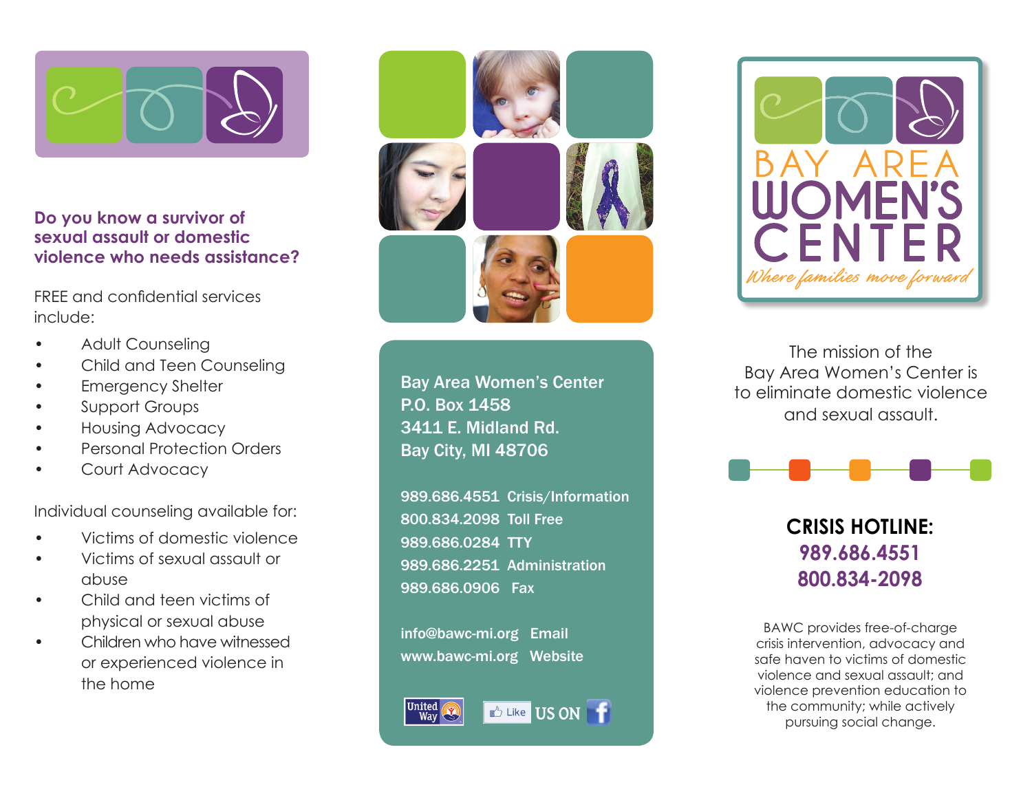**Do you know a survivor of sexual assault or domestic violence who needs assistance?**

FREE and confidential services include:

- Adult Counseling
- Child and Teen Counseling
- Emergency Shelter
- Support Groups
- Housing Advocacy
- Personal Protection Orders
- Court Advocacy

Individual counseling available for:

- Victims of domestic violence
- Victims of sexual assault or abuse
- Child and teen victims of physical or sexual abuse
- Children who have witnessed or experienced violence in the home

**Bay Area Women's Center**
**P.O. Box 1458**
**3411 E. Midland Rd.**
**Bay City, MI 48706**

989.686.4551 Crisis/Information
800.834.2098 Toll Free
989.686.0284 TTY
989.686.2251 Administration
989.686.0906 Fax

info@bawc-mi.org Email
www.bawc-mi.org Website

United Way

Like US ON f

# BAY AREA WOMEN'S CENTER

*Where families move forward*

The mission of the Bay Area Women's Center is to eliminate domestic violence and sexual assault.

## CRISIS HOTLINE:
**989.686.4551**
**800.834-2098**

BAWC provides free-of-charge crisis intervention, advocacy and safe haven to victims of domestic violence and sexual assault; and violence prevention education to the community; while actively pursuing social change.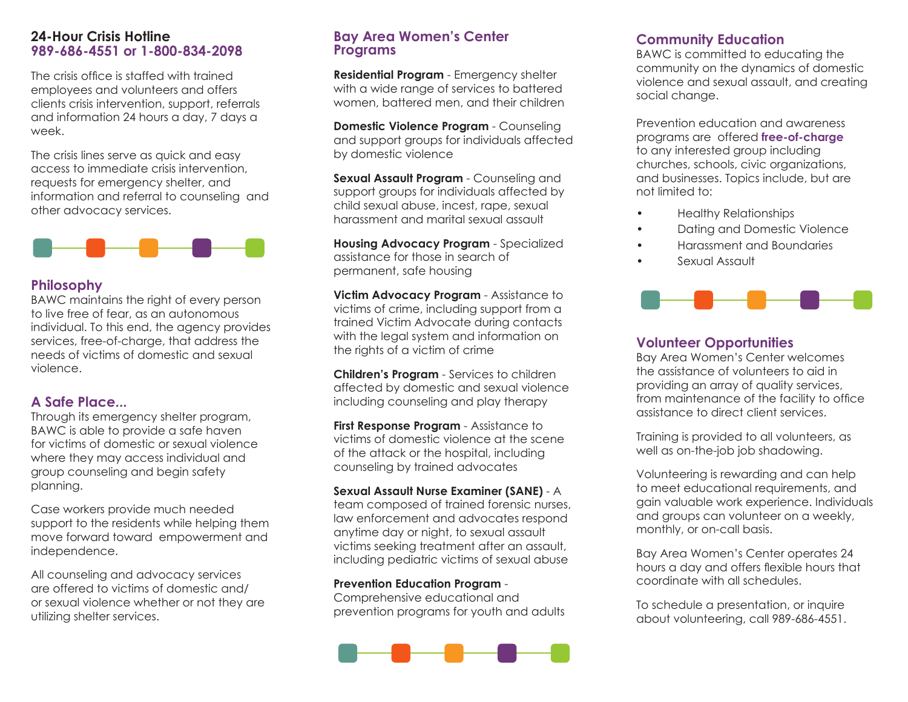## 24-Hour Crisis Hotline
**989-686-4551 or 1-800-834-2098**

The crisis office is staffed with trained employees and volunteers and offers clients crisis intervention, support, referrals and information 24 hours a day, 7 days a week.

The crisis lines serve as quick and easy access to immediate crisis intervention, requests for emergency shelter, and information and referral to counseling and other advocacy services.

## Philosophy

BAWC maintains the right of every person to live free of fear, as an autonomous individual. To this end, the agency provides services, free-of-charge, that address the needs of victims of domestic and sexual violence.

## A Safe Place...

Through its emergency shelter program, BAWC is able to provide a safe haven for victims of domestic or sexual violence where they may access individual and group counseling and begin safety planning.

Case workers provide much needed support to the residents while helping them move forward toward empowerment and independence.

All counseling and advocacy services are offered to victims of domestic and/or sexual violence whether or not they are utilizing shelter services.

## Bay Area Women's Center Programs

**Residential Program** - Emergency shelter with a wide range of services to battered women, battered men, and their children

**Domestic Violence Program** - Counseling and support groups for individuals affected by domestic violence

**Sexual Assault Program** - Counseling and support groups for individuals affected by child sexual abuse, incest, rape, sexual harassment and marital sexual assault

**Housing Advocacy Program** - Specialized assistance for those in search of permanent, safe housing

**Victim Advocacy Program** - Assistance to victims of crime, including support from a trained Victim Advocate during contacts with the legal system and information on the rights of a victim of crime

**Children's Program** - Services to children affected by domestic and sexual violence including counseling and play therapy

**First Response Program** - Assistance to victims of domestic violence at the scene of the attack or the hospital, including counseling by trained advocates

**Sexual Assault Nurse Examiner (SANE)** - A team composed of trained forensic nurses, law enforcement and advocates respond anytime day or night, to sexual assault victims seeking treatment after an assault, including pediatric victims of sexual abuse

**Prevention Education Program** - Comprehensive educational and prevention programs for youth and adults

## Community Education

BAWC is committed to educating the community on the dynamics of domestic violence and sexual assault, and creating social change.

Prevention education and awareness programs are offered **free-of-charge** to any interested group including churches, schools, civic organizations, and businesses. Topics include, but are not limited to:

- Healthy Relationships
- Dating and Domestic Violence
- Harassment and Boundaries
- Sexual Assault

## Volunteer Opportunities

Bay Area Women's Center welcomes the assistance of volunteers to aid in providing an array of quality services, from maintenance of the facility to office assistance to direct client services.

Training is provided to all volunteers, as well as on-the-job job shadowing.

Volunteering is rewarding and can help to meet educational requirements, and gain valuable work experience. Individuals and groups can volunteer on a weekly, monthly, or on-call basis.

Bay Area Women's Center operates 24 hours a day and offers flexible hours that coordinate with all schedules.

To schedule a presentation, or inquire about volunteering, call 989-686-4551.